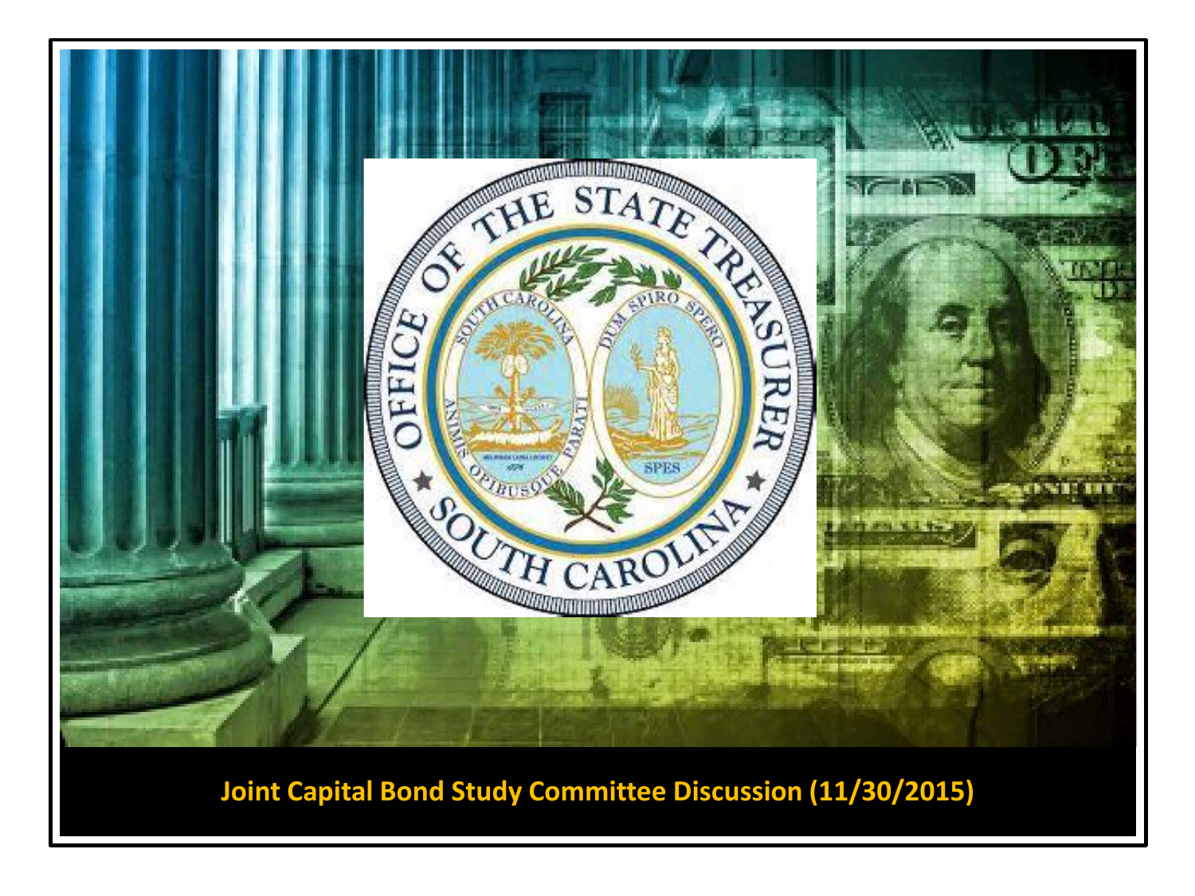# Joint Capital Bond Study Committee Discussion (11/30/2015)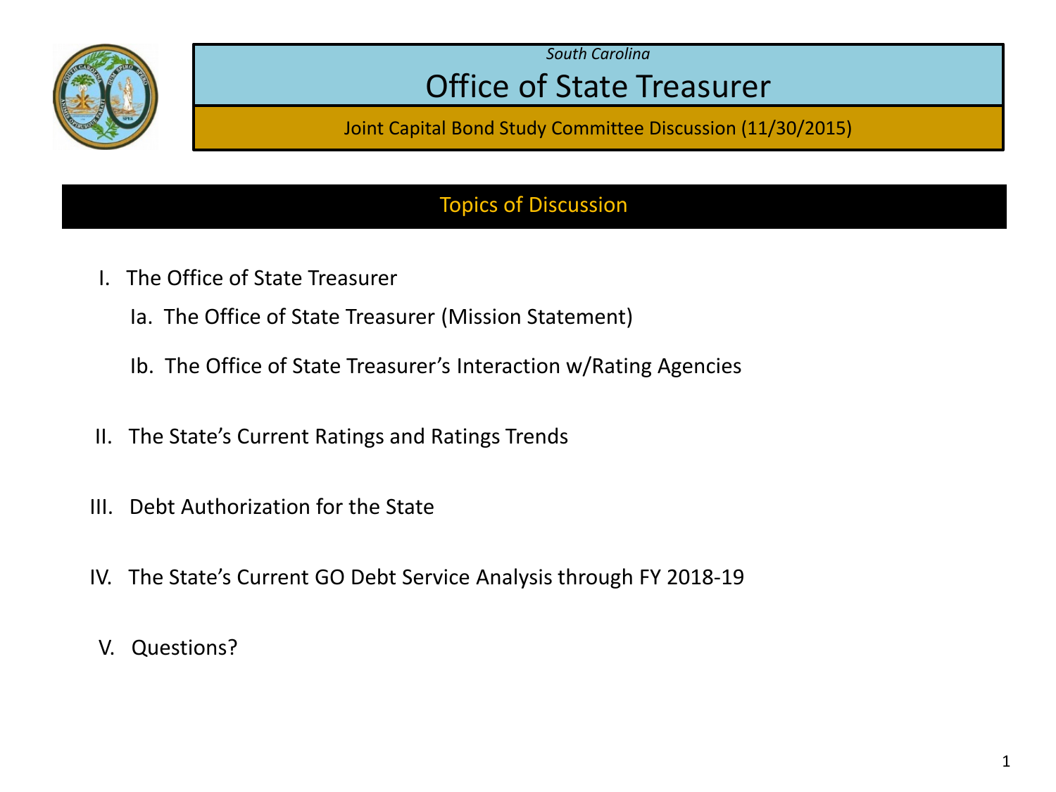*South Carolina*

# Office of State Treasurer

Joint Capital Bond Study Committee Discussion (11/30/2015)

## Topics of Discussion

I. The Office of State Treasurer

  Ia. The Office of State Treasurer (Mission Statement)

  Ib. The Office of State Treasurer's Interaction w/Rating Agencies

II. The State's Current Ratings and Ratings Trends

III. Debt Authorization for the State

IV. The State's Current GO Debt Service Analysis through FY 2018-19

V. Questions?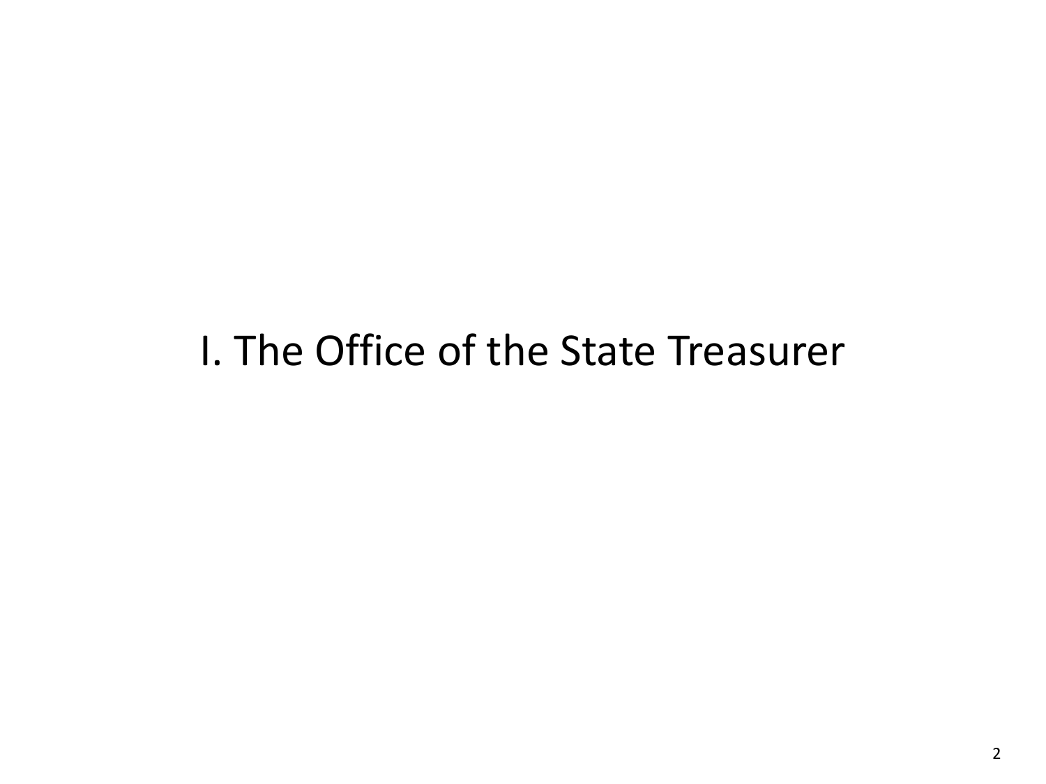# I. The Office of the State Treasurer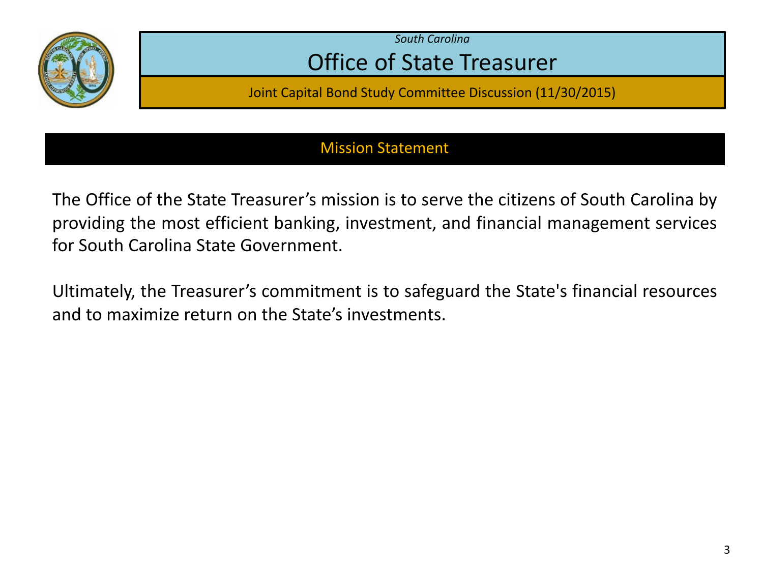*South Carolina*

# Office of State Treasurer

Joint Capital Bond Study Committee Discussion (11/30/2015)

## Mission Statement

The Office of the State Treasurer’s mission is to serve the citizens of South Carolina by providing the most efficient banking, investment, and financial management services for South Carolina State Government.

Ultimately, the Treasurer’s commitment is to safeguard the State's financial resources and to maximize return on the State’s investments.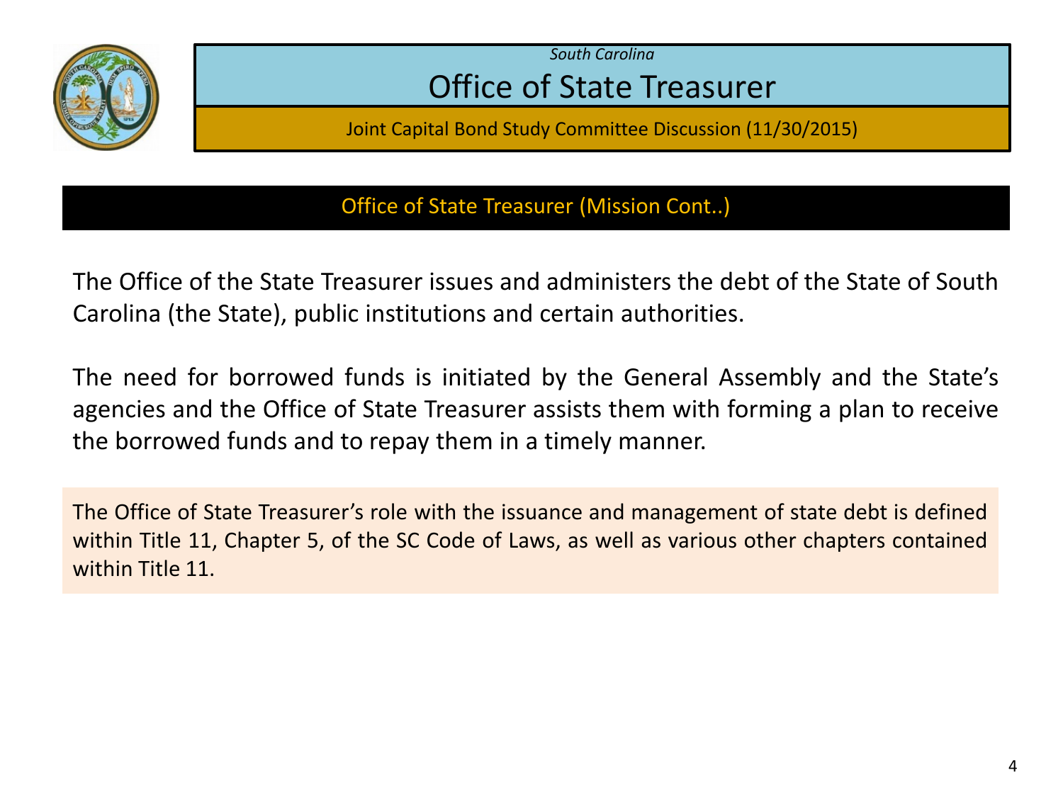*South Carolina*

# Office of State Treasurer

Joint Capital Bond Study Committee Discussion (11/30/2015)

## Office of State Treasurer (Mission Cont..)

The Office of the State Treasurer issues and administers the debt of the State of South Carolina (the State), public institutions and certain authorities.

The need for borrowed funds is initiated by the General Assembly and the State's agencies and the Office of State Treasurer assists them with forming a plan to receive the borrowed funds and to repay them in a timely manner.

The Office of State Treasurer's role with the issuance and management of state debt is defined within Title 11, Chapter 5, of the SC Code of Laws, as well as various other chapters contained within Title 11.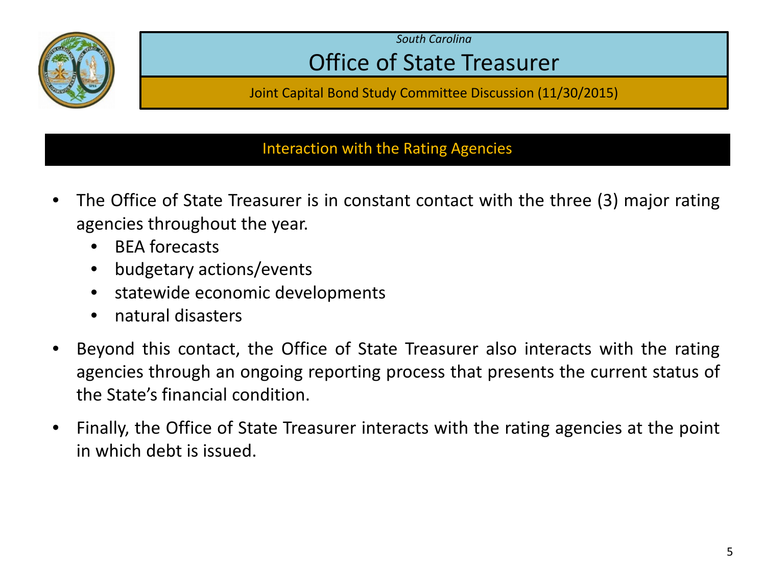*South Carolina*

# Office of State Treasurer

Joint Capital Bond Study Committee Discussion (11/30/2015)

## Interaction with the Rating Agencies

- The Office of State Treasurer is in constant contact with the three (3) major rating agencies throughout the year.
  - BEA forecasts
  - budgetary actions/events
  - statewide economic developments
  - natural disasters
- Beyond this contact, the Office of State Treasurer also interacts with the rating agencies through an ongoing reporting process that presents the current status of the State's financial condition.
- Finally, the Office of State Treasurer interacts with the rating agencies at the point in which debt is issued.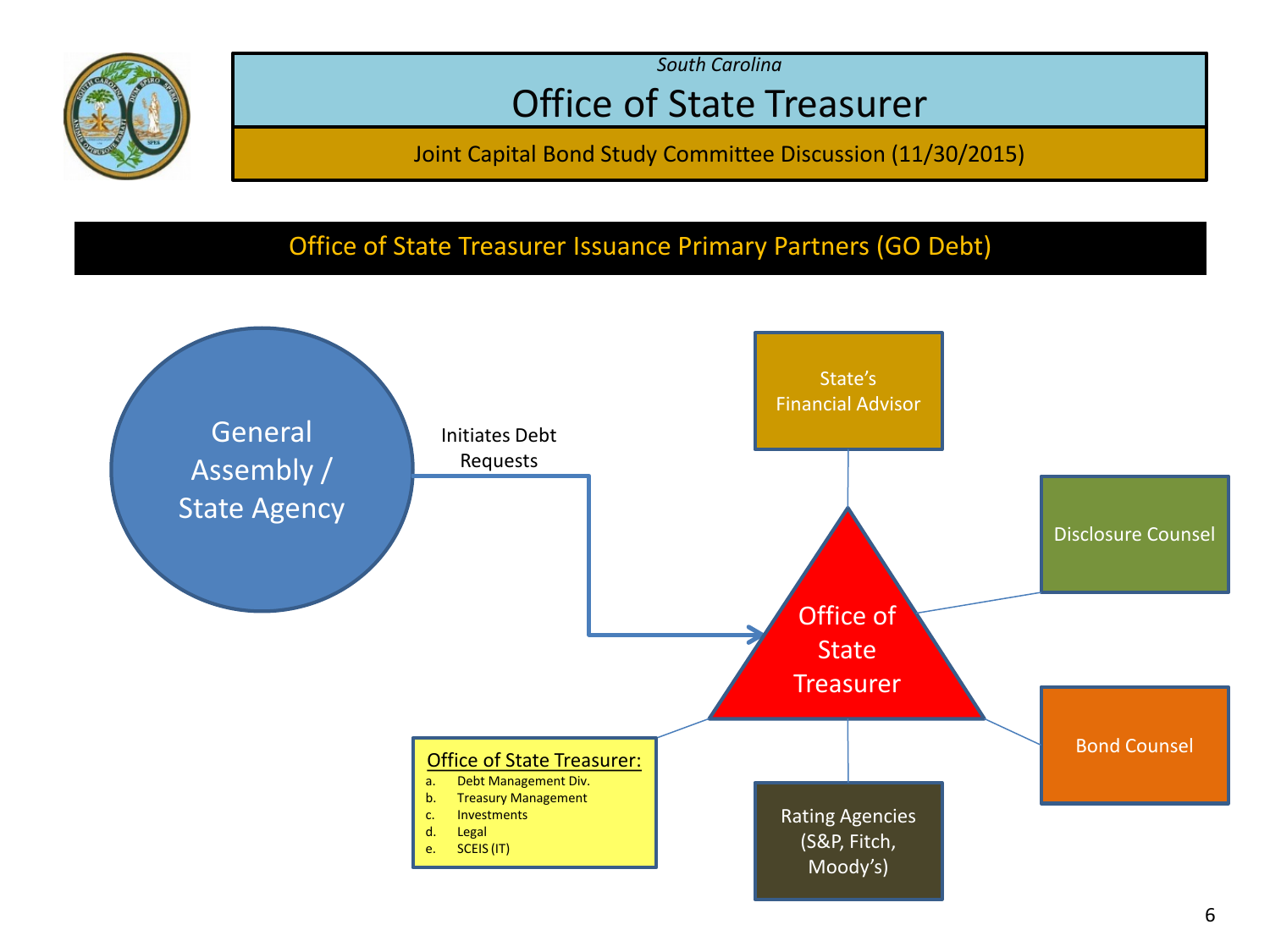*South Carolina*

# Office of State Treasurer

Joint Capital Bond Study Committee Discussion (11/30/2015)

## Office of State Treasurer Issuance Primary Partners (GO Debt)

General Assembly / State Agency

Initiates Debt Requests

Office of State Treasurer

State's Financial Advisor

Disclosure Counsel

Bond Counsel

Rating Agencies (S&P, Fitch, Moody's)

Office of State Treasurer:

a. Debt Management Div.
b. Treasury Management
c. Investments
d. Legal
e. SCEIS (IT)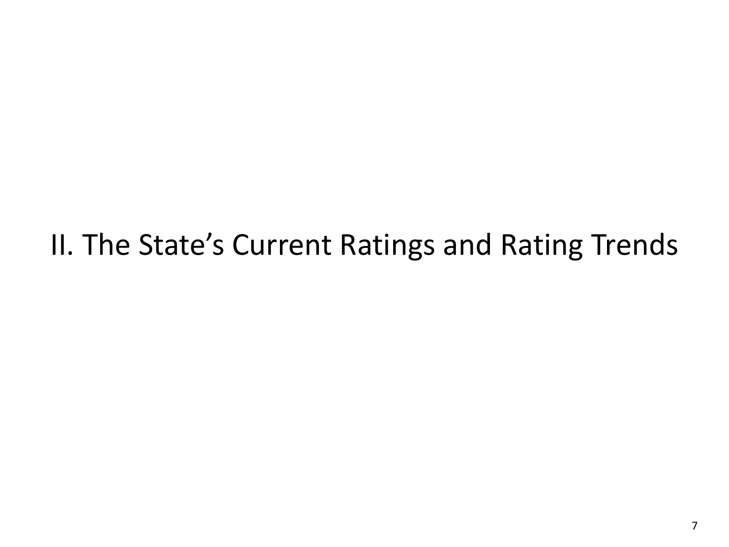# II. The State's Current Ratings and Rating Trends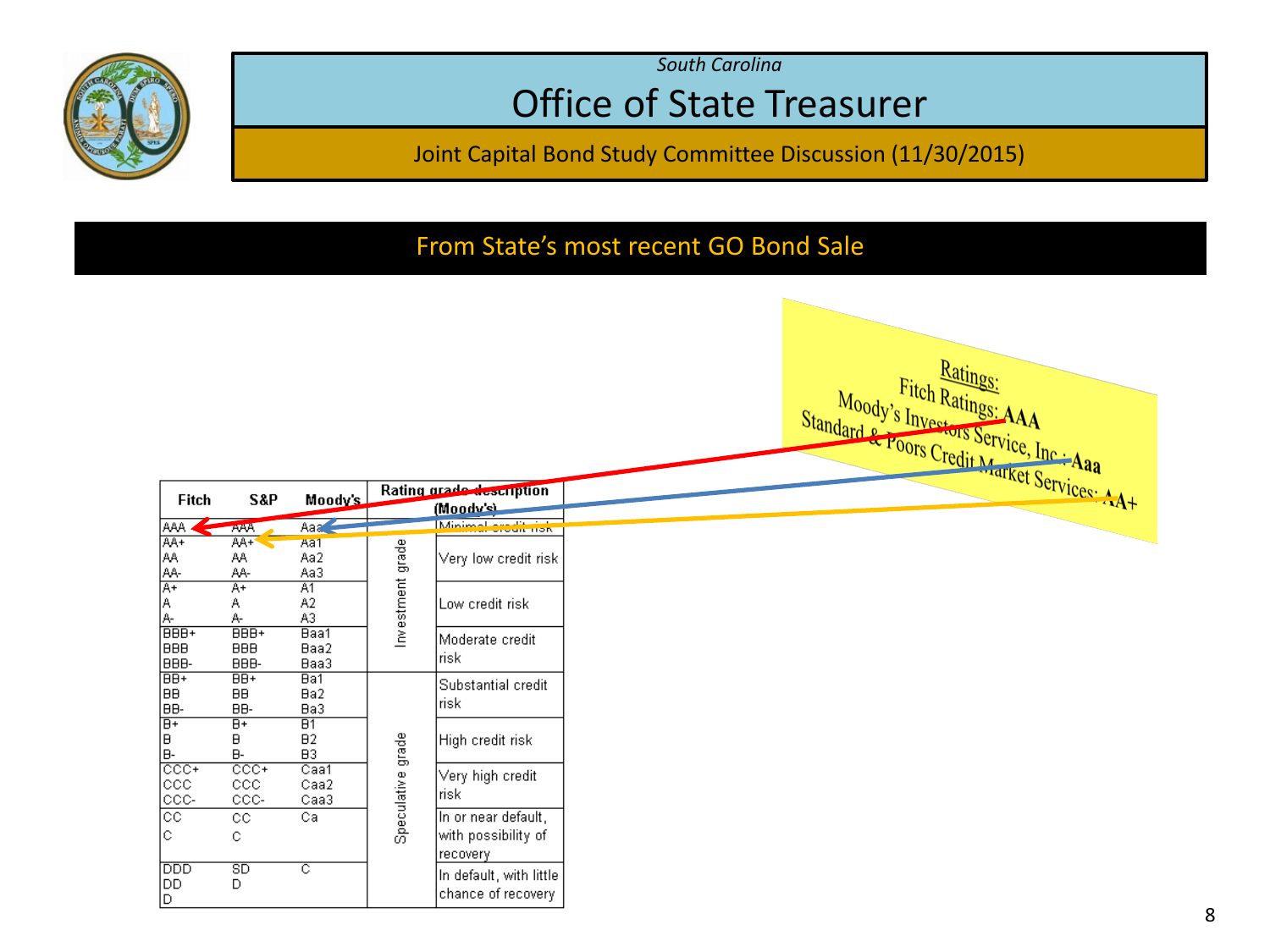*South Carolina*

# Office of State Treasurer

Joint Capital Bond Study Committee Discussion (11/30/2015)

## From State's most recent GO Bond Sale

| Fitch | S&P | Moody's | | Rating grade description (Moody's) |
|---|---|---|---|---|
| AAA | AAA | Aaa | Investment grade | Minimal credit risk |
| AA+<br>AA<br>AA- | AA+<br>AA<br>AA- | Aa1<br>Aa2<br>Aa3 | Investment grade | Very low credit risk |
| A+<br>A<br>A- | A+<br>A<br>A- | A1<br>A2<br>A3 | Investment grade | Low credit risk |
| BBB+<br>BBB<br>BBB- | BBB+<br>BBB<br>BBB- | Baa1<br>Baa2<br>Baa3 | Investment grade | Moderate credit risk |
| BB+<br>BB<br>BB- | BB+<br>BB<br>BB- | Ba1<br>Ba2<br>Ba3 | Speculative grade | Substantial credit risk |
| B+<br>B<br>B- | B+<br>B<br>B- | B1<br>B2<br>B3 | Speculative grade | High credit risk |
| CCC+<br>CCC<br>CCC- | CCC+<br>CCC<br>CCC- | Caa1<br>Caa2<br>Caa3 | Speculative grade | Very high credit risk |
| CC<br>C | CC<br>C | Ca | Speculative grade | In or near default, with possibility of recovery |
| DDD<br>DD<br>D | SD<br>D | C | Speculative grade | In default, with little chance of recovery |

**Ratings:**

Fitch Ratings: **AAA**

Moody's Investors Service, Inc.: **Aaa**

Standard & Poors Credit Market Services: **AA+**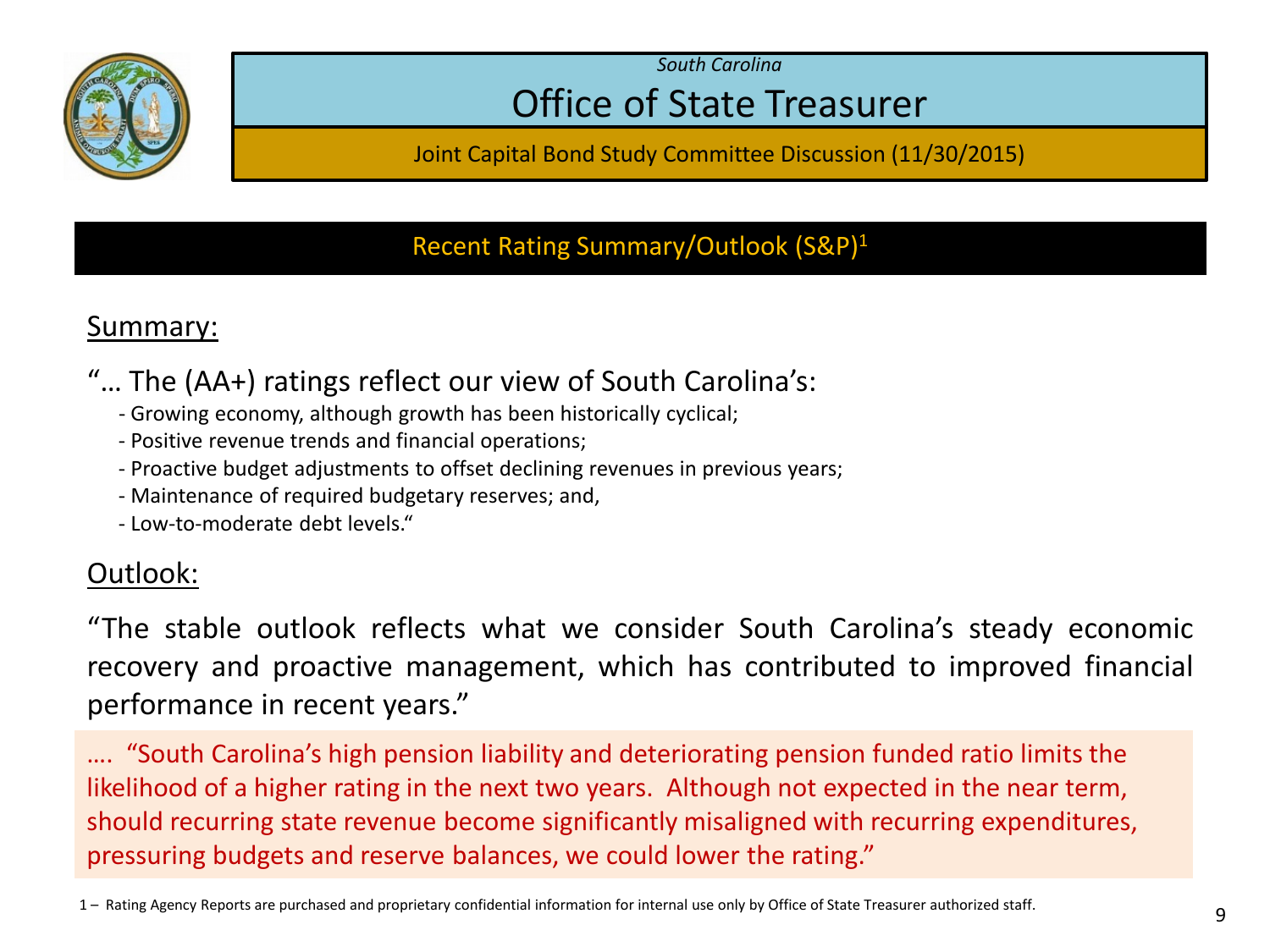*South Carolina*

# Office of State Treasurer

Joint Capital Bond Study Committee Discussion (11/30/2015)

## Recent Rating Summary/Outlook (S&P)[1]

### Summary:

"… The (AA+) ratings reflect our view of South Carolina's:

- Growing economy, although growth has been historically cyclical;
- Positive revenue trends and financial operations;
- Proactive budget adjustments to offset declining revenues in previous years;
- Maintenance of required budgetary reserves; and,
- Low-to-moderate debt levels."

### Outlook:

"The stable outlook reflects what we consider South Carolina's steady economic recovery and proactive management, which has contributed to improved financial performance in recent years."

…. "South Carolina's high pension liability and deteriorating pension funded ratio limits the likelihood of a higher rating in the next two years. Although not expected in the near term, should recurring state revenue become significantly misaligned with recurring expenditures, pressuring budgets and reserve balances, we could lower the rating."

1 – Rating Agency Reports are purchased and proprietary confidential information for internal use only by Office of State Treasurer authorized staff.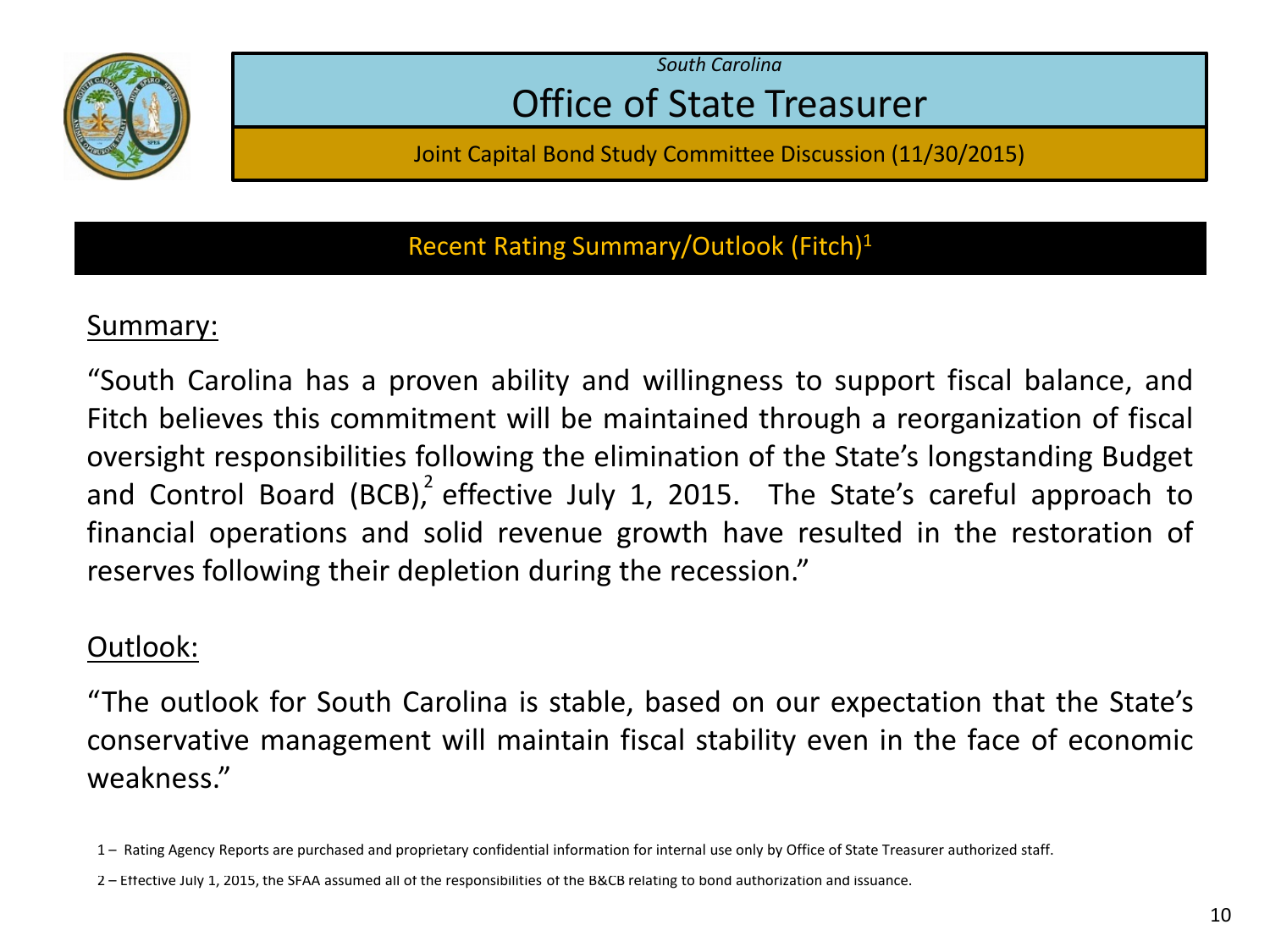*South Carolina*

# Office of State Treasurer

Joint Capital Bond Study Committee Discussion (11/30/2015)

## Recent Rating Summary/Outlook (Fitch)[1]

### Summary:

"South Carolina has a proven ability and willingness to support fiscal balance, and Fitch believes this commitment will be maintained through a reorganization of fiscal oversight responsibilities following the elimination of the State's longstanding Budget and Control Board (BCB),[2] effective July 1, 2015. The State's careful approach to financial operations and solid revenue growth have resulted in the restoration of reserves following their depletion during the recession."

### Outlook:

"The outlook for South Carolina is stable, based on our expectation that the State's conservative management will maintain fiscal stability even in the face of economic weakness."

1 – Rating Agency Reports are purchased and proprietary confidential information for internal use only by Office of State Treasurer authorized staff.

2 – Effective July 1, 2015, the SFAA assumed all of the responsibilities of the B&CB relating to bond authorization and issuance.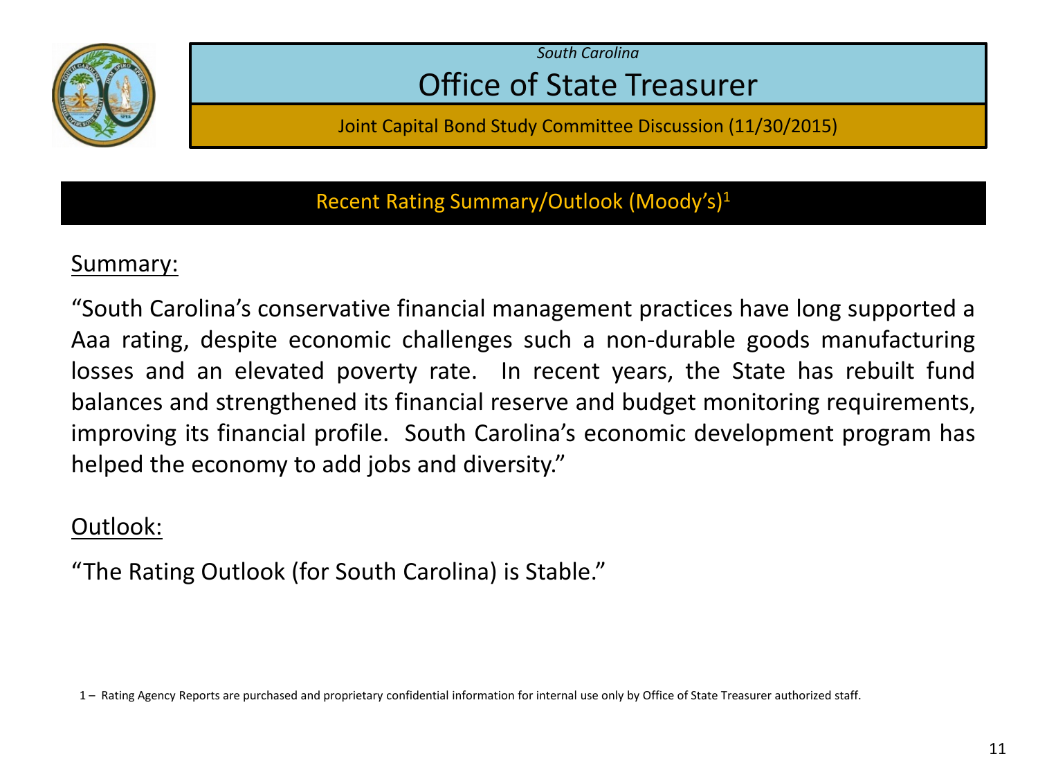*South Carolina*

# Office of State Treasurer

Joint Capital Bond Study Committee Discussion (11/30/2015)

## Recent Rating Summary/Outlook (Moody's)[1]

Summary:

"South Carolina's conservative financial management practices have long supported a Aaa rating, despite economic challenges such a non-durable goods manufacturing losses and an elevated poverty rate. In recent years, the State has rebuilt fund balances and strengthened its financial reserve and budget monitoring requirements, improving its financial profile. South Carolina's economic development program has helped the economy to add jobs and diversity."

Outlook:

"The Rating Outlook (for South Carolina) is Stable."

1 – Rating Agency Reports are purchased and proprietary confidential information for internal use only by Office of State Treasurer authorized staff.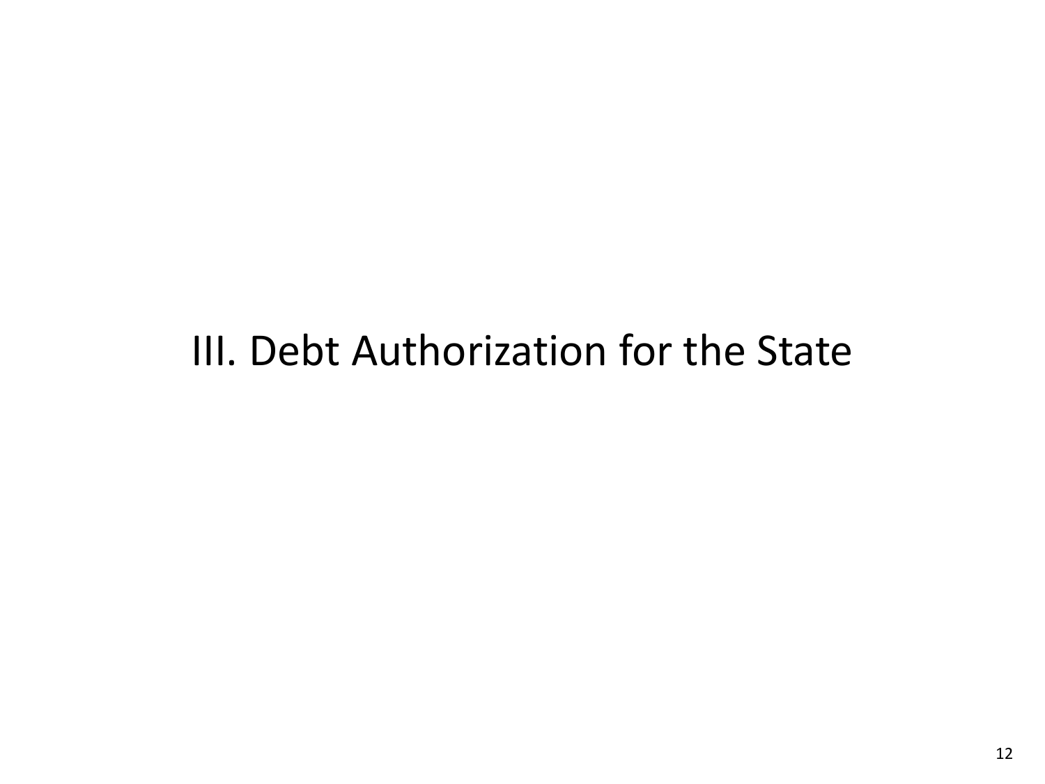# III. Debt Authorization for the State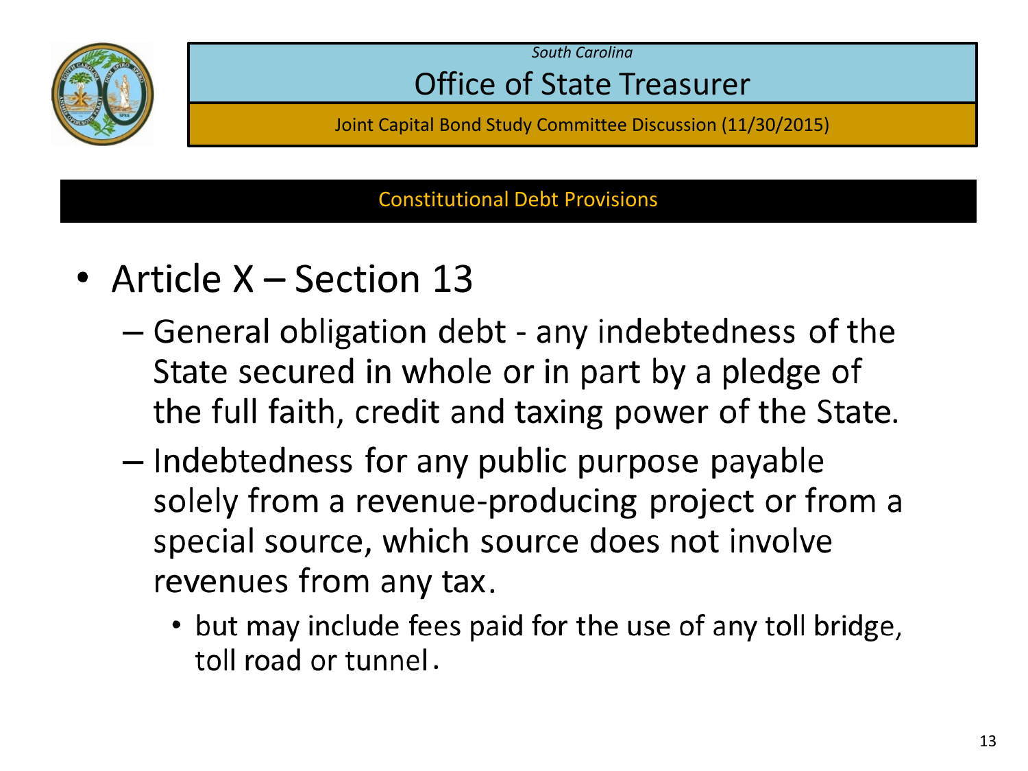## Constitutional Debt Provisions

- Article X – Section 13
  - General obligation debt - any indebtedness of the State secured in whole or in part by a pledge of the full faith, credit and taxing power of the State.
  - Indebtedness for any public purpose payable solely from a revenue-producing project or from a special source, which source does not involve revenues from any tax.
    - but may include fees paid for the use of any toll bridge, toll road or tunnel.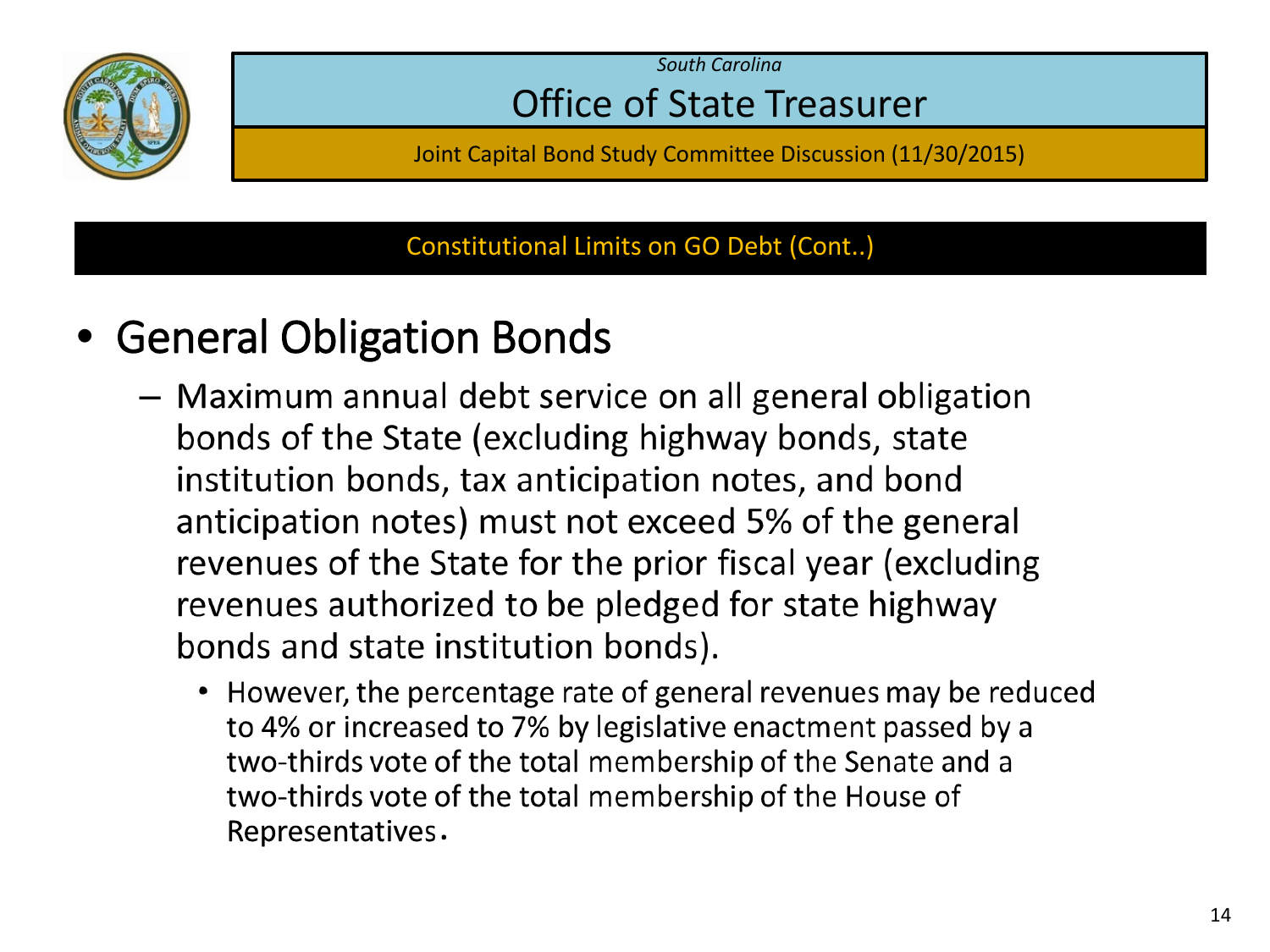*South Carolina*

# Office of State Treasurer

Joint Capital Bond Study Committee Discussion (11/30/2015)

## Constitutional Limits on GO Debt (Cont..)

- General Obligation Bonds
  - Maximum annual debt service on all general obligation bonds of the State (excluding highway bonds, state institution bonds, tax anticipation notes, and bond anticipation notes) must not exceed 5% of the general revenues of the State for the prior fiscal year (excluding revenues authorized to be pledged for state highway bonds and state institution bonds).
    - However, the percentage rate of general revenues may be reduced to 4% or increased to 7% by legislative enactment passed by a two-thirds vote of the total membership of the Senate and a two-thirds vote of the total membership of the House of Representatives.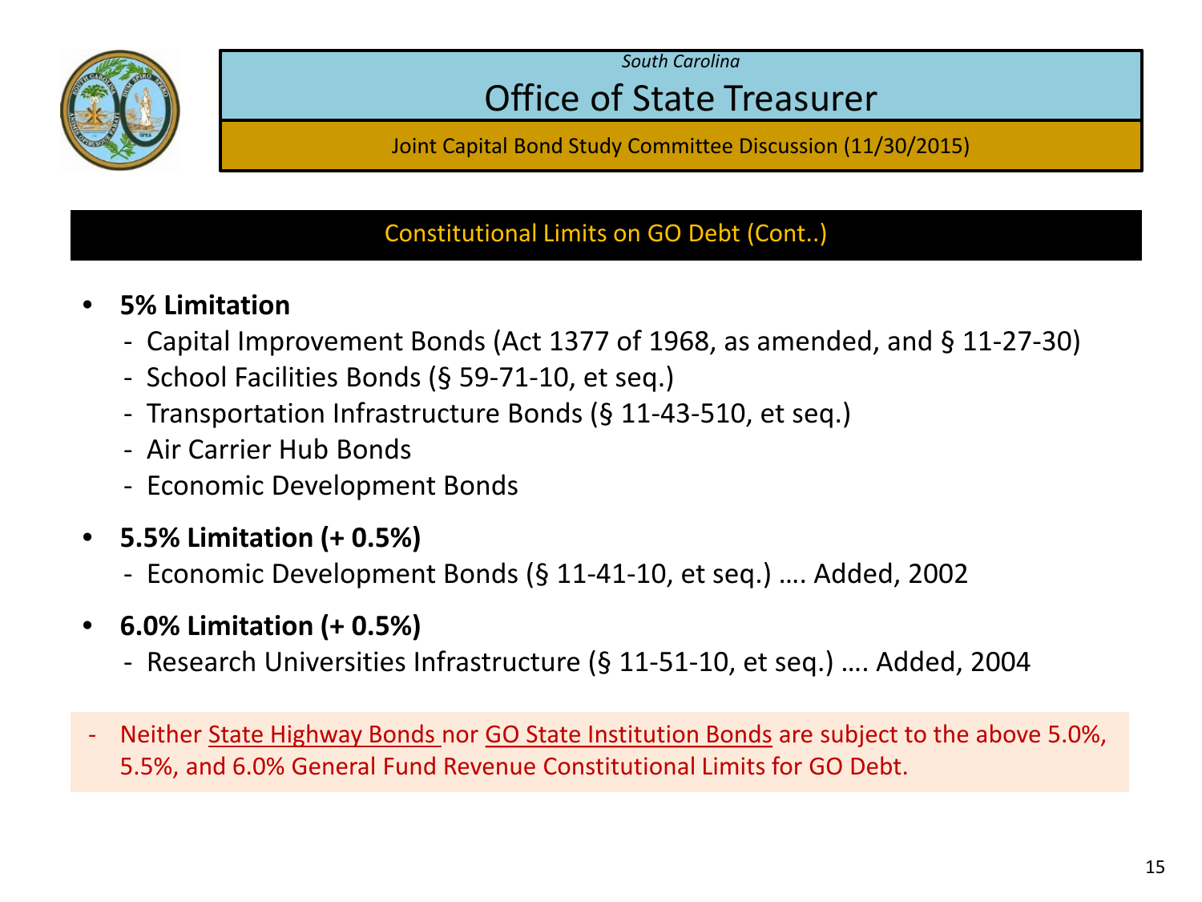*South Carolina*

# Office of State Treasurer

Joint Capital Bond Study Committee Discussion (11/30/2015)

## Constitutional Limits on GO Debt (Cont..)

- **5% Limitation**
  - Capital Improvement Bonds (Act 1377 of 1968, as amended, and § 11-27-30)
  - School Facilities Bonds (§ 59-71-10, et seq.)
  - Transportation Infrastructure Bonds (§ 11-43-510, et seq.)
  - Air Carrier Hub Bonds
  - Economic Development Bonds
- **5.5% Limitation (+ 0.5%)**
  - Economic Development Bonds (§ 11-41-10, et seq.) …. Added, 2002
- **6.0% Limitation (+ 0.5%)**
  - Research Universities Infrastructure (§ 11-51-10, et seq.) …. Added, 2004

- Neither State Highway Bonds nor GO State Institution Bonds are subject to the above 5.0%, 5.5%, and 6.0% General Fund Revenue Constitutional Limits for GO Debt.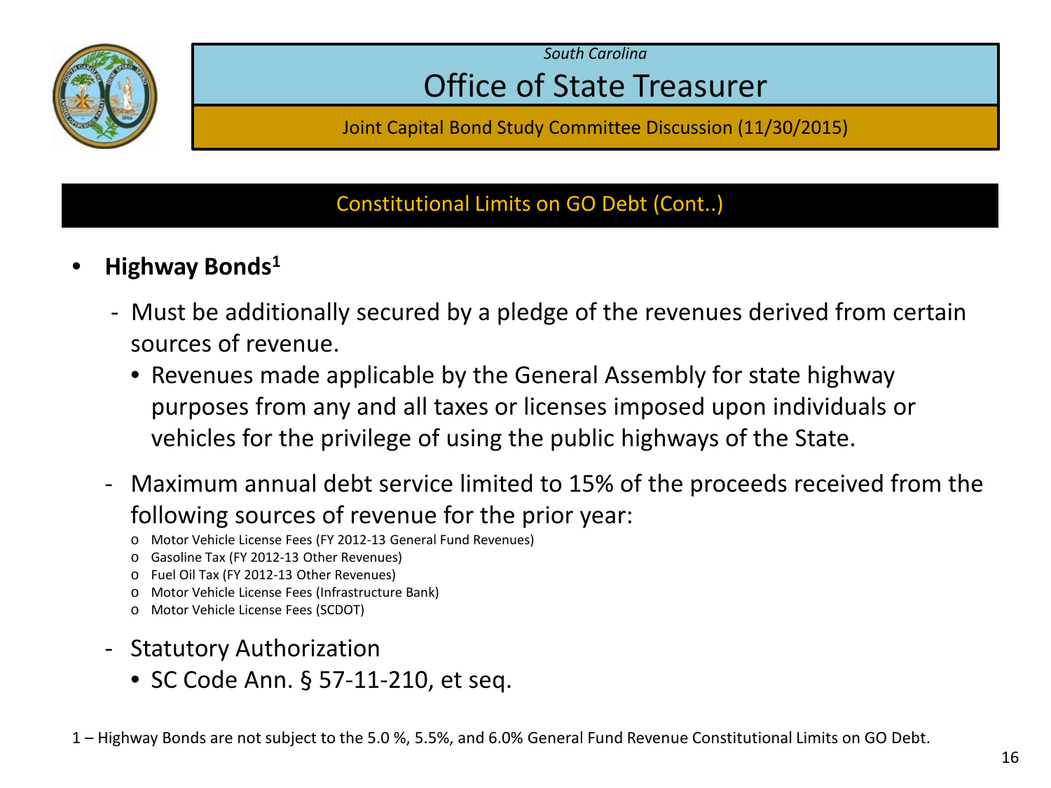South Carolina

# Office of State Treasurer

Joint Capital Bond Study Committee Discussion (11/30/2015)

## Constitutional Limits on GO Debt (Cont..)

- **Highway Bonds[1]**
  - Must be additionally secured by a pledge of the revenues derived from certain sources of revenue.
    - Revenues made applicable by the General Assembly for state highway purposes from any and all taxes or licenses imposed upon individuals or vehicles for the privilege of using the public highways of the State.
  - Maximum annual debt service limited to 15% of the proceeds received from the following sources of revenue for the prior year:
    - Motor Vehicle License Fees (FY 2012-13 General Fund Revenues)
    - Gasoline Tax (FY 2012-13 Other Revenues)
    - Fuel Oil Tax (FY 2012-13 Other Revenues)
    - Motor Vehicle License Fees (Infrastructure Bank)
    - Motor Vehicle License Fees (SCDOT)
  - Statutory Authorization
    - SC Code Ann. § 57-11-210, et seq.

1 – Highway Bonds are not subject to the 5.0 %, 5.5%, and 6.0% General Fund Revenue Constitutional Limits on GO Debt.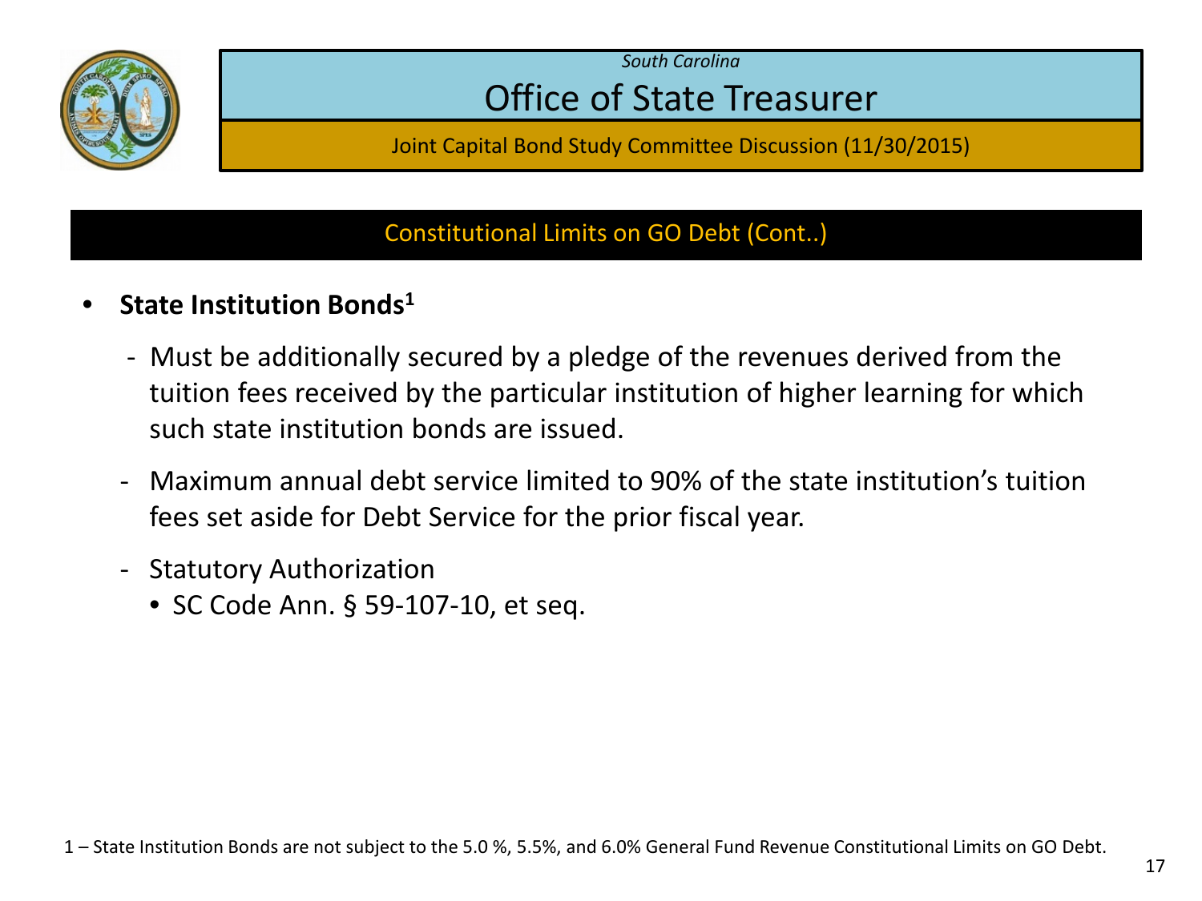## Constitutional Limits on GO Debt (Cont..)

- **State Institution Bonds**[1]
  - Must be additionally secured by a pledge of the revenues derived from the tuition fees received by the particular institution of higher learning for which such state institution bonds are issued.
  - Maximum annual debt service limited to 90% of the state institution's tuition fees set aside for Debt Service for the prior fiscal year.
  - Statutory Authorization
    - SC Code Ann. § 59-107-10, et seq.

1 – State Institution Bonds are not subject to the 5.0 %, 5.5%, and 6.0% General Fund Revenue Constitutional Limits on GO Debt.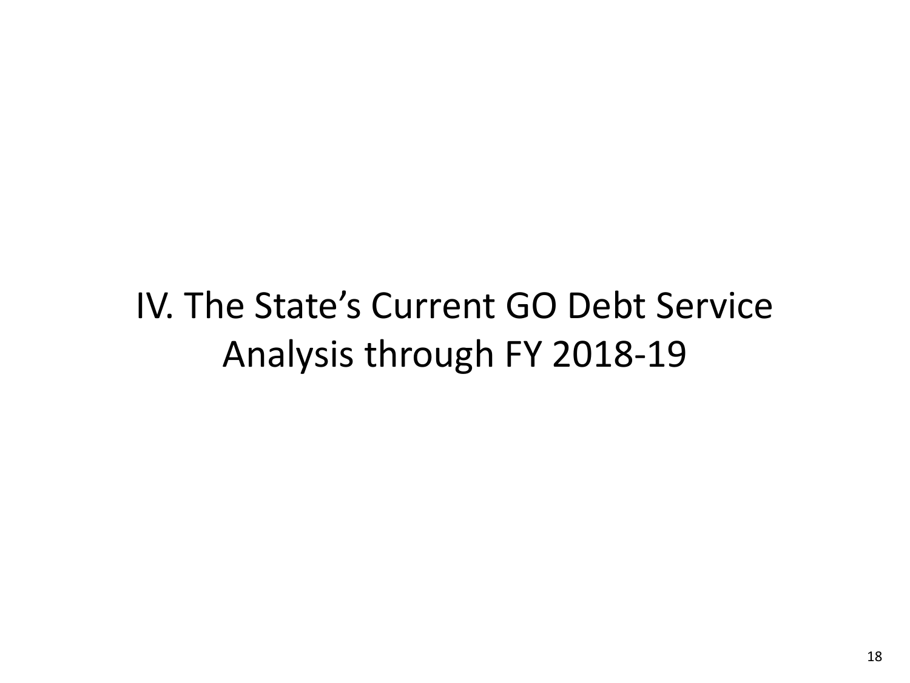# IV. The State's Current GO Debt Service Analysis through FY 2018-19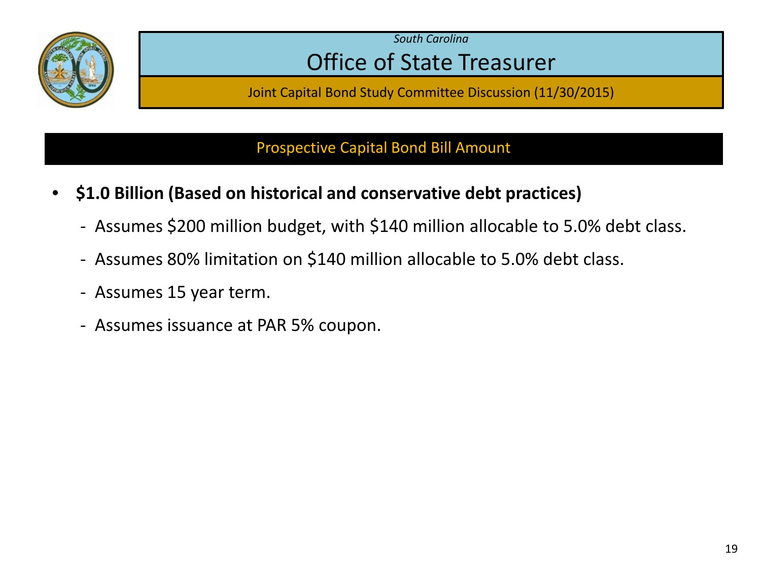*South Carolina*

# Office of State Treasurer

Joint Capital Bond Study Committee Discussion (11/30/2015)

## Prospective Capital Bond Bill Amount

- **$1.0 Billion (Based on historical and conservative debt practices)**
  - Assumes $200 million budget, with $140 million allocable to 5.0% debt class.
  - Assumes 80% limitation on $140 million allocable to 5.0% debt class.
  - Assumes 15 year term.
  - Assumes issuance at PAR 5% coupon.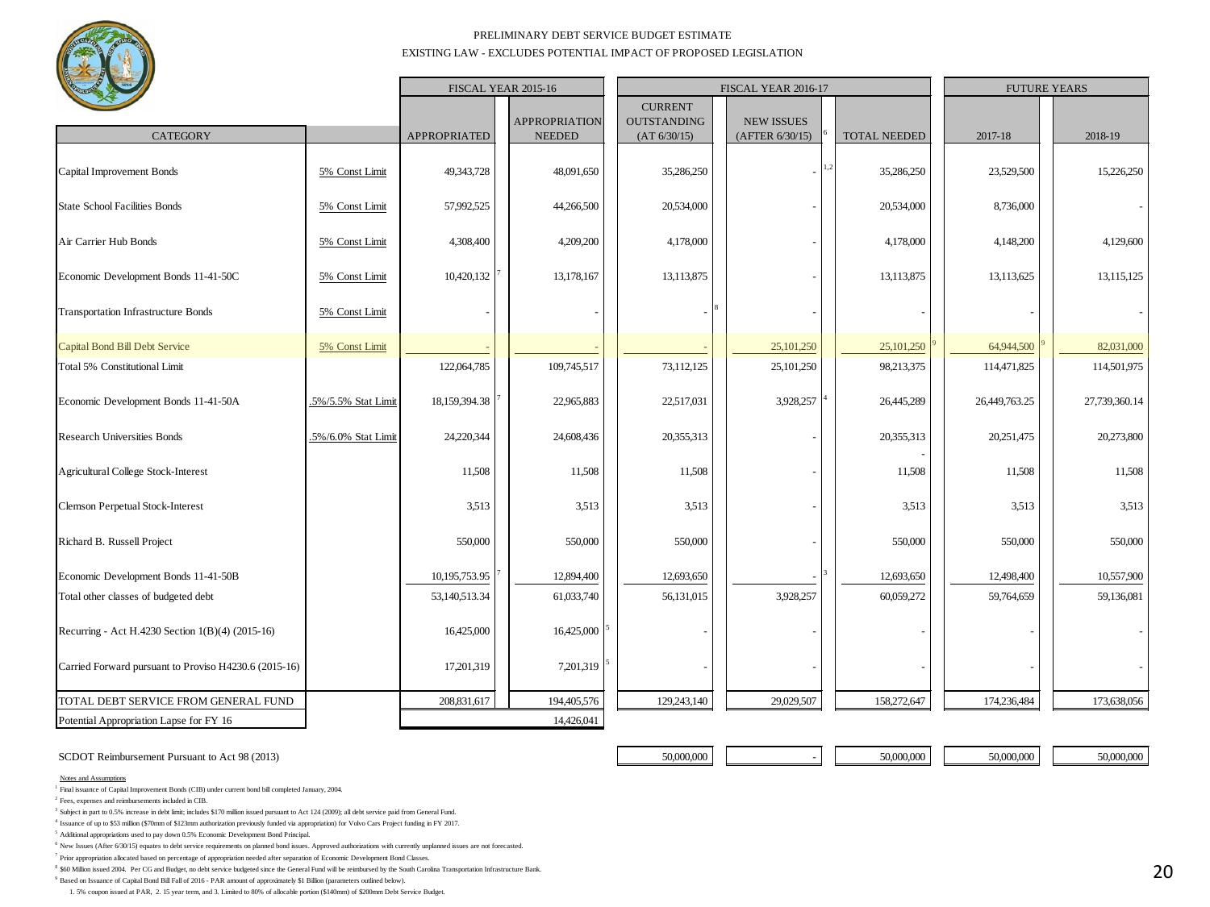PRELIMINARY DEBT SERVICE BUDGET ESTIMATE

EXISTING LAW - EXCLUDES POTENTIAL IMPACT OF PROPOSED LEGISLATION

| CATEGORY | | FISCAL YEAR 2015-16 APPROPRIATED | FISCAL YEAR 2015-16 APPROPRIATION NEEDED | FISCAL YEAR 2016-17 CURRENT OUTSTANDING (AT 6/30/15) | FISCAL YEAR 2016-17 NEW ISSUES (AFTER 6/30/15) [6] | FISCAL YEAR 2016-17 TOTAL NEEDED | FUTURE YEARS 2017-18 | FUTURE YEARS 2018-19 |
|---|---|---|---|---|---|---|---|---|
| Capital Improvement Bonds | 5% Const Limit | 49,343,728 | 48,091,650 | 35,286,250 | - [1,2] | 35,286,250 | 23,529,500 | 15,226,250 |
| State School Facilities Bonds | 5% Const Limit | 57,992,525 | 44,266,500 | 20,534,000 | - | 20,534,000 | 8,736,000 | - |
| Air Carrier Hub Bonds | 5% Const Limit | 4,308,400 | 4,209,200 | 4,178,000 | - | 4,178,000 | 4,148,200 | 4,129,600 |
| Economic Development Bonds 11-41-50C | 5% Const Limit | 10,420,132 [7] | 13,178,167 | 13,113,875 | - | 13,113,875 | 13,113,625 | 13,115,125 |
| Transportation Infrastructure Bonds | 5% Const Limit | - | - | - [8] | - | - | - | - |
| Capital Bond Bill Debt Service | 5% Const Limit | - | - | - | 25,101,250 | 25,101,250 [9] | 64,944,500 [9] | 82,031,000 |
| Total 5% Constitutional Limit | | 122,064,785 | 109,745,517 | 73,112,125 | 25,101,250 | 98,213,375 | 114,471,825 | 114,501,975 |
| Economic Development Bonds 11-41-50A | .5%/5.5% Stat Limit | 18,159,394.38 [7] | 22,965,883 | 22,517,031 | 3,928,257 [4] | 26,445,289 | 26,449,763.25 | 27,739,360.14 |
| Research Universities Bonds | .5%/6.0% Stat Limit | 24,220,344 | 24,608,436 | 20,355,313 | - | 20,355,313 | 20,251,475 | 20,273,800 |
| Agricultural College Stock-Interest | | 11,508 | 11,508 | 11,508 | - | 11,508 | 11,508 | 11,508 |
| Clemson Perpetual Stock-Interest | | 3,513 | 3,513 | 3,513 | - | 3,513 | 3,513 | 3,513 |
| Richard B. Russell Project | | 550,000 | 550,000 | 550,000 | - | 550,000 | 550,000 | 550,000 |
| Economic Development Bonds 11-41-50B | | 10,195,753.95 [7] | 12,894,400 | 12,693,650 | - [3] | 12,693,650 | 12,498,400 | 10,557,900 |
| Total other classes of budgeted debt | | 53,140,513.34 | 61,033,740 | 56,131,015 | 3,928,257 | 60,059,272 | 59,764,659 | 59,136,081 |
| Recurring - Act H.4230 Section 1(B)(4) (2015-16) | | 16,425,000 | 16,425,000 [5] | - | - | - | - | - |
| Carried Forward pursuant to Proviso H4230.6 (2015-16) | | 17,201,319 | 7,201,319 [5] | - | - | - | - | - |
| TOTAL DEBT SERVICE FROM GENERAL FUND | | 208,831,617 | 194,405,576 | 129,243,140 | 29,029,507 | 158,272,647 | 174,236,484 | 173,638,056 |
| Potential Appropriation Lapse for FY 16 | | | 14,426,041 | | | | | |
| SCDOT Reimbursement Pursuant to Act 98 (2013) | | | | 50,000,000 | - | 50,000,000 | 50,000,000 | 50,000,000 |

Notes and Assumptions

[1] Final issuance of Capital Improvement Bonds (CIB) under current bond bill completed January, 2004.

[2] Fees, expenses and reimbursements included in CIB.

[3] Subject in part to 0.5% increase in debt limit; includes $170 million issued pursuant to Act 124 (2009); all debt service paid from General Fund.

[4] Issuance of up to $53 million ($70mm of $123mm authorization previously funded via appropriation) for Volvo Cars Project funding in FY 2017.

[5] Additional appropriations used to pay down 0.5% Economic Development Bond Principal.

[6] New Issues (After 6/30/15) equates to debt service requirements on planned bond issues. Approved authorizations with currently unplanned issues are not forecasted.

[7] Prior appropriation allocated based on percentage of appropriation needed after separation of Economic Development Bond Classes.

[8] $60 Million issued 2004. Per CG and Budget, no debt service budgeted since the General Fund will be reimbursed by the South Carolina Transportation Infrastructure Bank.

[9] Based on Issuance of Capital Bond Bill Fall of 2016 - PAR amount of approximately $1 Billion (parameters outlined below).

1. 5% coupon issued at PAR, 2. 15 year term, and 3. Limited to 80% of allocable portion ($140mm) of $200mm Debt Service Budget.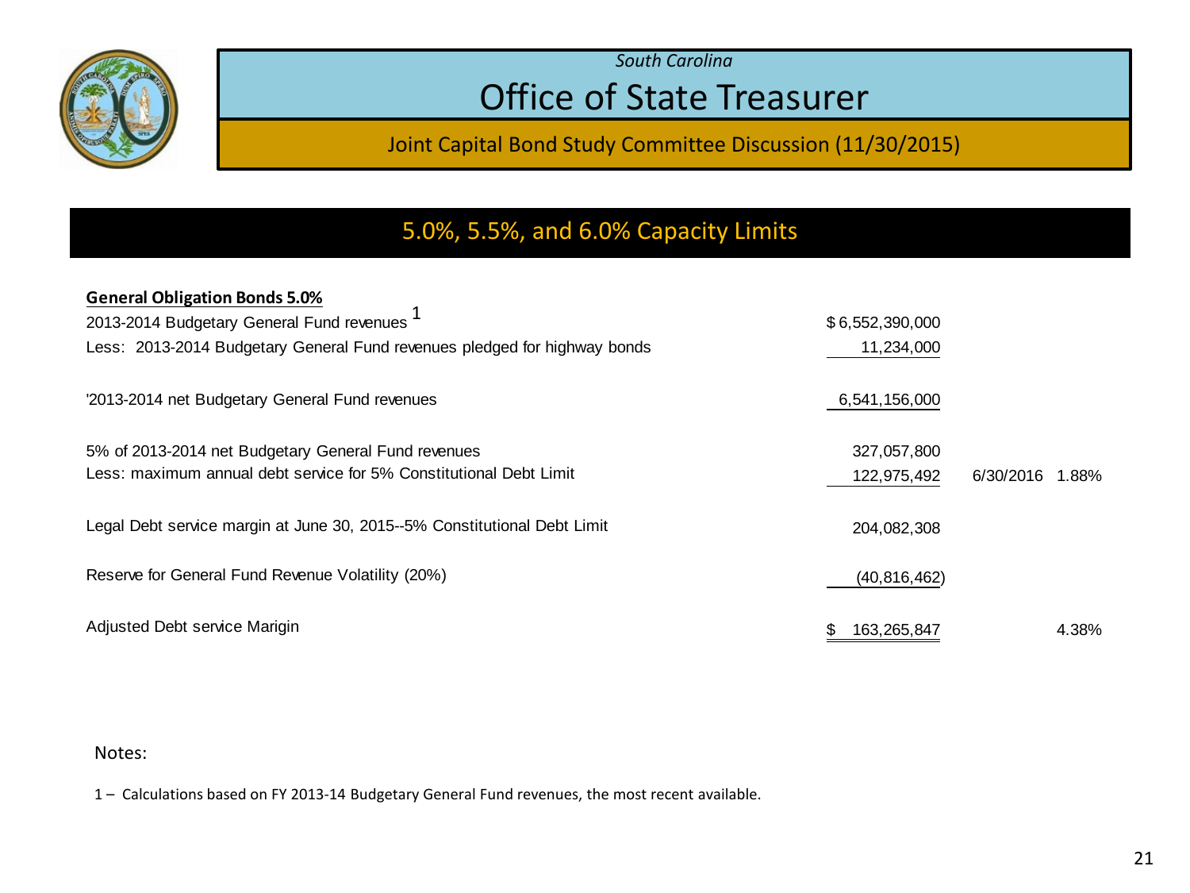*South Carolina*

# Office of State Treasurer

Joint Capital Bond Study Committee Discussion (11/30/2015)

## 5.0%, 5.5%, and 6.0% Capacity Limits

| **General Obligation Bonds 5.0%** | | | |
|---|---|---|---|
| 2013-2014 Budgetary General Fund revenues [1] | $6,552,390,000 | | |
| Less: 2013-2014 Budgetary General Fund revenues pledged for highway bonds | 11,234,000 | | |
| '2013-2014 net Budgetary General Fund revenues | 6,541,156,000 | | |
| 5% of 2013-2014 net Budgetary General Fund revenues | 327,057,800 | | |
| Less: maximum annual debt service for 5% Constitutional Debt Limit | 122,975,492 | 6/30/2016 | 1.88% |
| Legal Debt service margin at June 30, 2015--5% Constitutional Debt Limit | 204,082,308 | | |
| Reserve for General Fund Revenue Volatility (20%) | (40,816,462) | | |
| Adjusted Debt service Marigin | $ 163,265,847 | | 4.38% |

Notes:

1 – Calculations based on FY 2013-14 Budgetary General Fund revenues, the most recent available.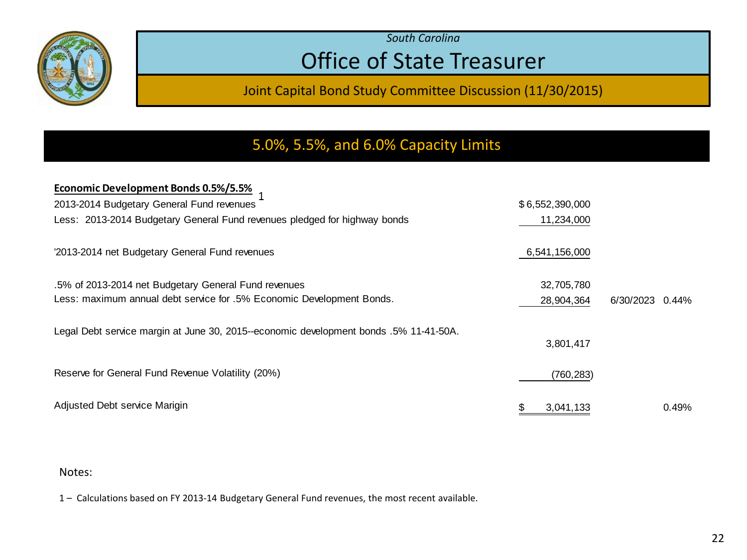*South Carolina*

# Office of State Treasurer

Joint Capital Bond Study Committee Discussion (11/30/2015)

## 5.0%, 5.5%, and 6.0% Capacity Limits

| **Economic Development Bonds 0.5%/5.5%** [1] | | | |
|---|---|---|---|
| 2013-2014 Budgetary General Fund revenues | $6,552,390,000 | | |
| Less: 2013-2014 Budgetary General Fund revenues pledged for highway bonds | 11,234,000 | | |
| '2013-2014 net Budgetary General Fund revenues | 6,541,156,000 | | |
| .5% of 2013-2014 net Budgetary General Fund revenues | 32,705,780 | | |
| Less: maximum annual debt service for .5% Economic Development Bonds. | 28,904,364 | 6/30/2023 | 0.44% |
| Legal Debt service margin at June 30, 2015--economic development bonds .5% 11-41-50A. | 3,801,417 | | |
| Reserve for General Fund Revenue Volatility (20%) | (760,283) | | |
| Adjusted Debt service Marigin | $ 3,041,133 | | 0.49% |

Notes:

1 – Calculations based on FY 2013-14 Budgetary General Fund revenues, the most recent available.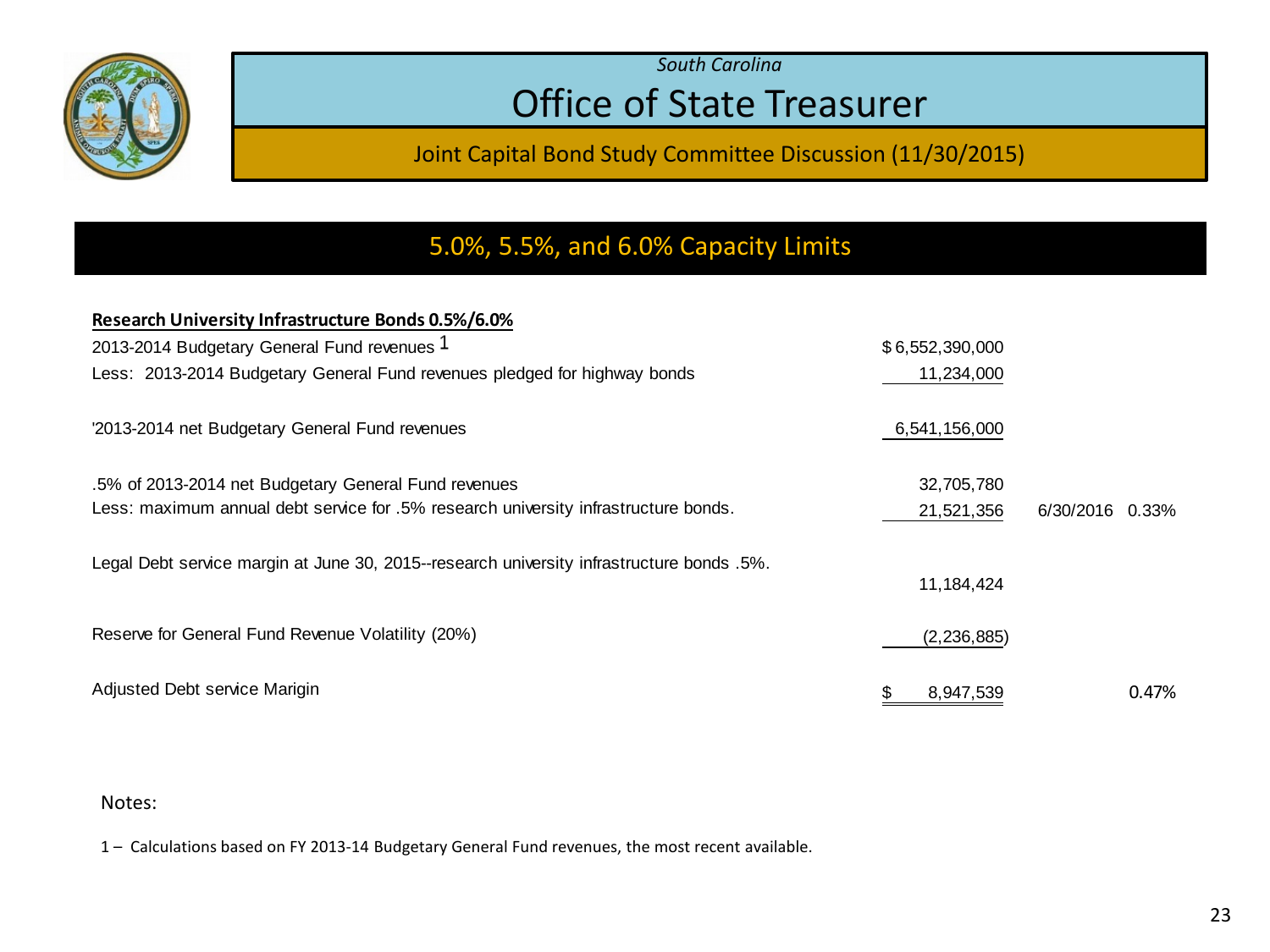*South Carolina*

# Office of State Treasurer

Joint Capital Bond Study Committee Discussion (11/30/2015)

## 5.0%, 5.5%, and 6.0% Capacity Limits

**Research University Infrastructure Bonds 0.5%/6.0%**

| | | | |
|---|---|---|---|
| 2013-2014 Budgetary General Fund revenues [1] | $ 6,552,390,000 | | |
| Less: 2013-2014 Budgetary General Fund revenues pledged for highway bonds | 11,234,000 | | |
| '2013-2014 net Budgetary General Fund revenues | 6,541,156,000 | | |
| .5% of 2013-2014 net Budgetary General Fund revenues | 32,705,780 | | |
| Less: maximum annual debt service for .5% research university infrastructure bonds. | 21,521,356 | 6/30/2016 | 0.33% |
| Legal Debt service margin at June 30, 2015--research university infrastructure bonds .5%. | 11,184,424 | | |
| Reserve for General Fund Revenue Volatility (20%) | (2,236,885) | | |
| Adjusted Debt service Marigin | $ 8,947,539 | | 0.47% |

Notes:

1 – Calculations based on FY 2013-14 Budgetary General Fund revenues, the most recent available.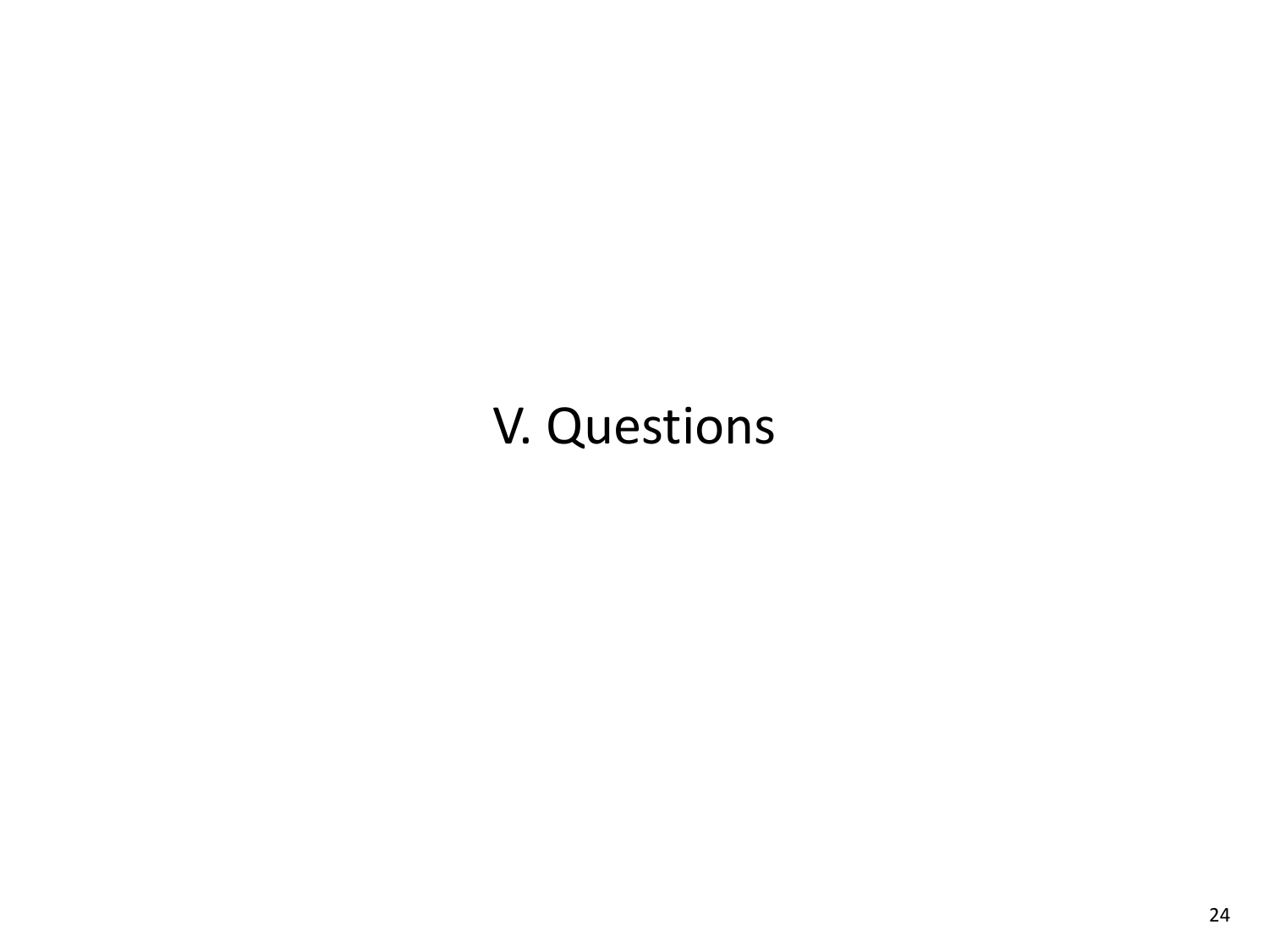# V. Questions